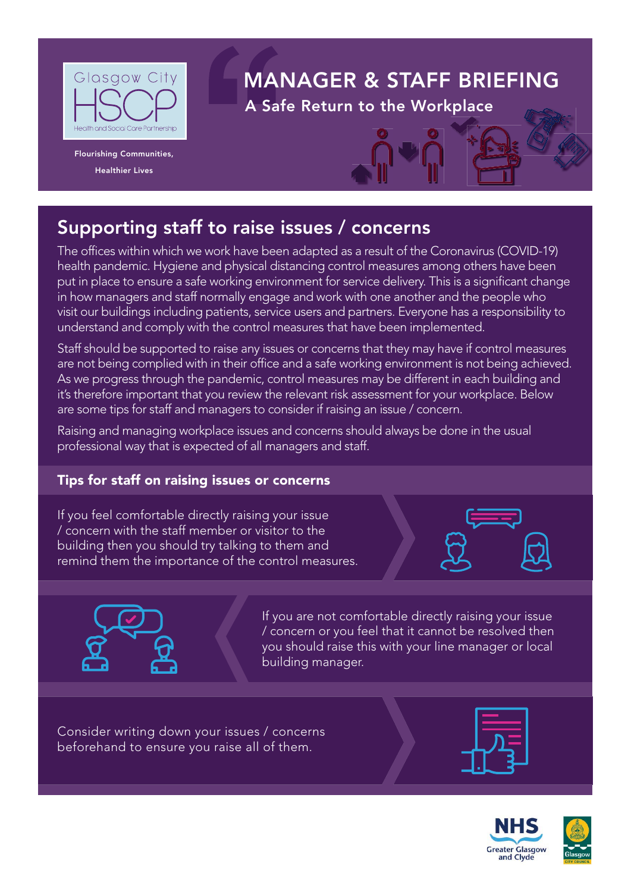Glasgow City HSCP

Health and Social Care Partnership

Flourishing Communities, Healthier Lives

# MANAGER & STAFF BRIEFING

## A Safe Return to the Workplace

## Supporting staff to raise issues / concerns

The offices within which we work have been adapted as a result of the Coronavirus (COVID-19) health pandemic. Hygiene and physical distancing control measures among others have been put in place to ensure a safe working environment for service delivery. This is a significant change in how managers and staff normally engage and work with one another and the people who visit our buildings including patients, service users and partners. Everyone has a responsibility to understand and comply with the control measures that have been implemented.

Staff should be supported to raise any issues or concerns that they may have if control measures are not being complied with in their office and a safe working environment is not being achieved. As we progress through the pandemic, control measures may be different in each building and it's therefore important that you review the relevant risk assessment for your workplace. Below are some tips for staff and managers to consider if raising an issue / concern.

Raising and managing workplace issues and concerns should always be done in the usual professional way that is expected of all managers and staff.

### Tips for staff on raising issues or concerns

If you feel comfortable directly raising your issue / concern with the staff member or visitor to the building then you should try talking to them and remind them the importance of the control measures.

If you are not comfortable directly raising your issue / concern or you feel that it cannot be resolved then you should raise this with your line manager or local building manager.

Consider writing down your issues / concerns beforehand to ensure you raise all of them.

NHS Greater Glasgow and Clyde

Glasgow City Council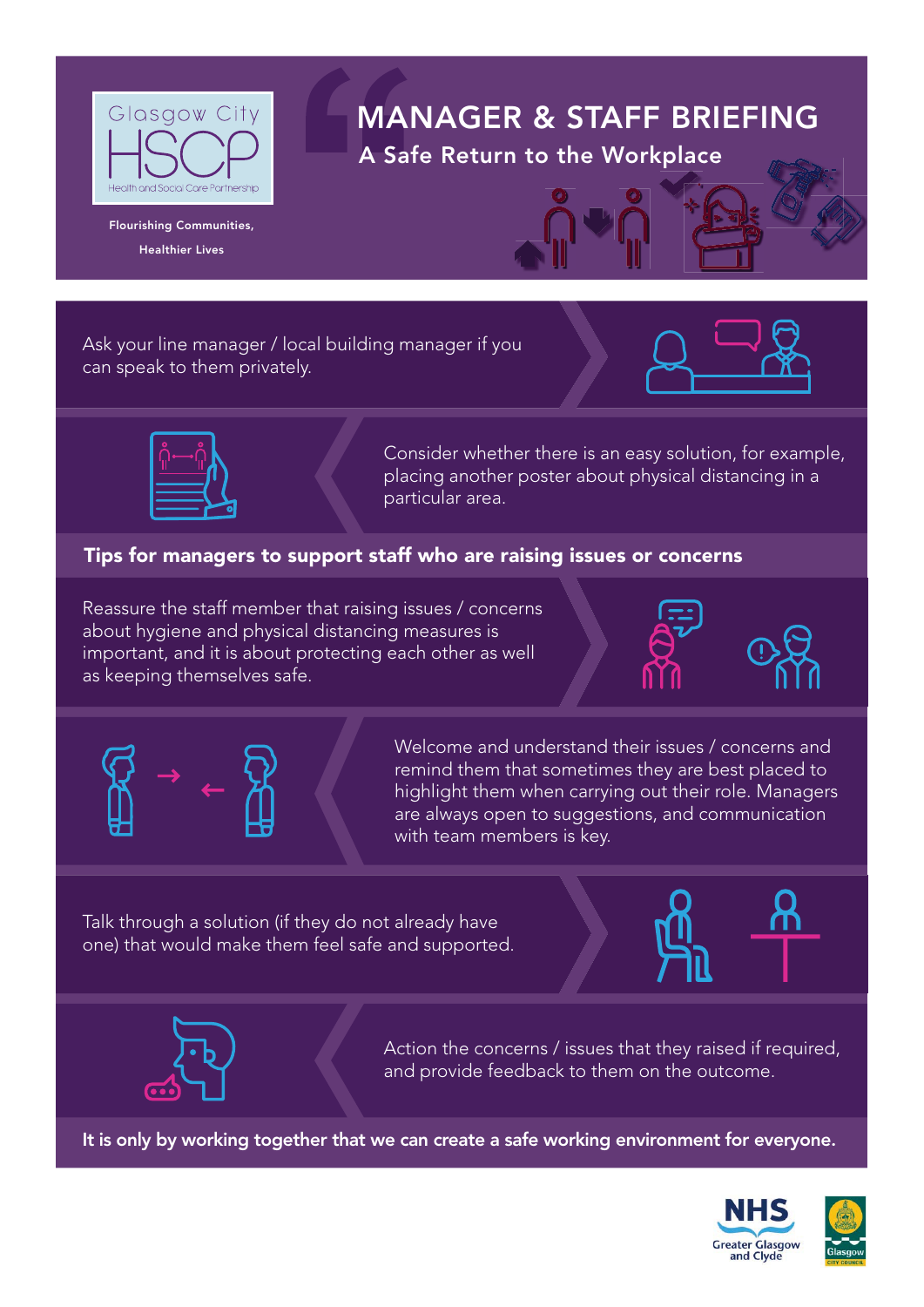Glasgow City HSCP

Health and Social Care Partnership

Flourishing Communities, Healthier Lives

# MANAGER & STAFF BRIEFING

## A Safe Return to the Workplace

Ask your line manager / local building manager if you can speak to them privately.

Consider whether there is an easy solution, for example, placing another poster about physical distancing in a particular area.

### Tips for managers to support staff who are raising issues or concerns

Reassure the staff member that raising issues / concerns about hygiene and physical distancing measures is important, and it is about protecting each other as well as keeping themselves safe.

Welcome and understand their issues / concerns and remind them that sometimes they are best placed to highlight them when carrying out their role. Managers are always open to suggestions, and communication with team members is key.

Talk through a solution (if they do not already have one) that would make them feel safe and supported.

Action the concerns / issues that they raised if required, and provide feedback to them on the outcome.

**It is only by working together that we can create a safe working environment for everyone.**

NHS Greater Glasgow and Clyde

Glasgow City Council